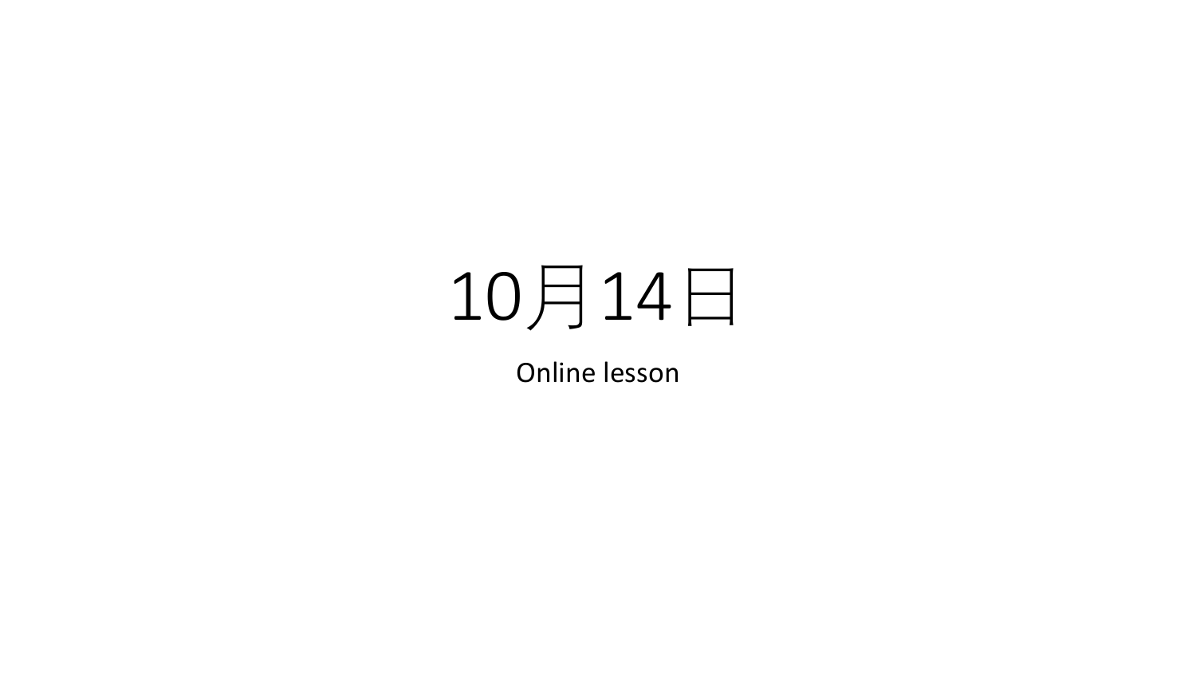# 10月14日

Online lesson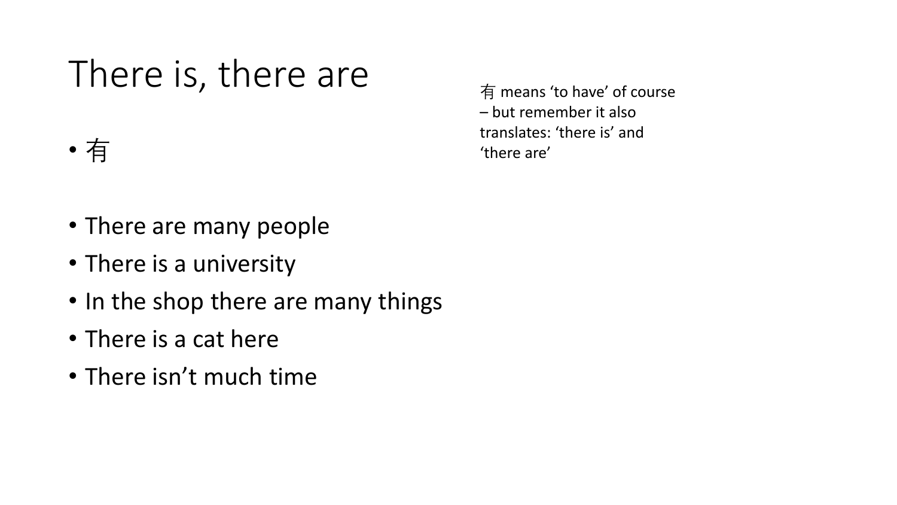# There is, there are

- 有

有 means 'to have' of course – but remember it also translates: 'there is' and 'there are'

- There are many people
- There is a university
- In the shop there are many things
- There is a cat here
- There isn't much time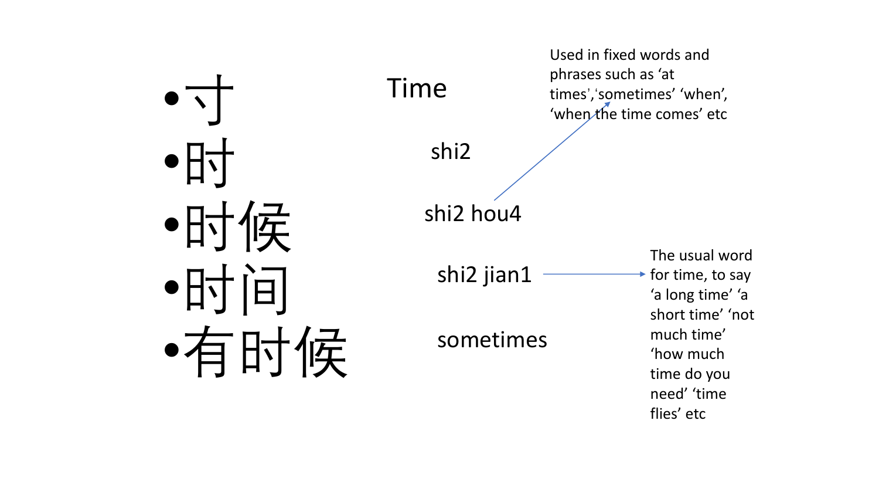- 寸
- 时
- 时候
- 时间
- 有时候

Time

shi2

shi2 hou4 → Used in fixed words and phrases such as ‘at times’,‘sometimes’ ‘when’, ‘when the time comes’ etc

shi2 jian1 → The usual word for time, to say ‘a long time’ ‘a short time’ ‘not much time’ ‘how much time do you need’ ‘time flies’ etc

sometimes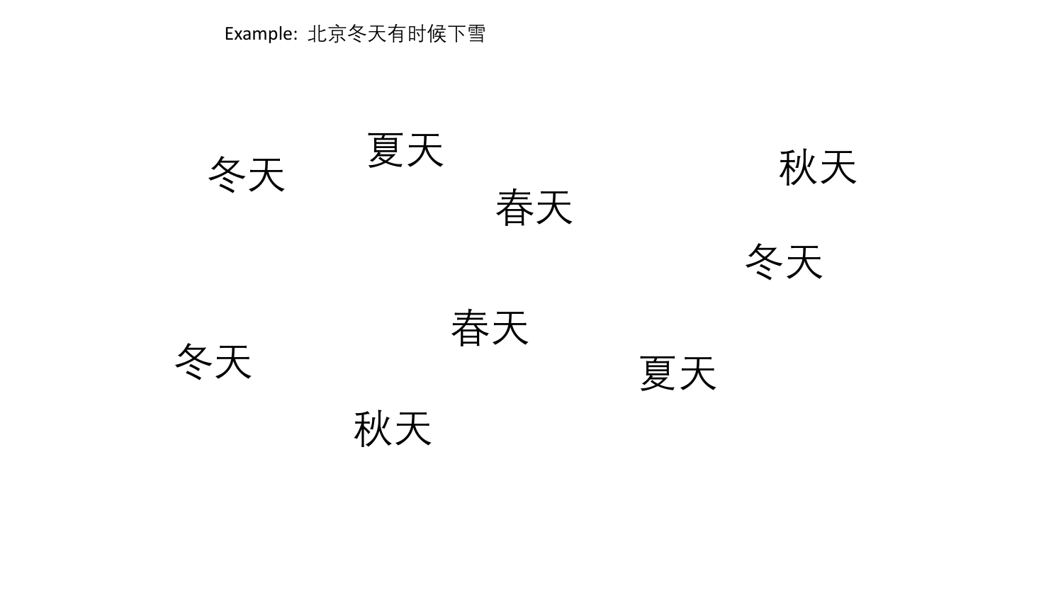Example: 北京冬天有时候下雪

夏天

冬天

秋天

春天

冬天

春天

冬天

夏天

秋天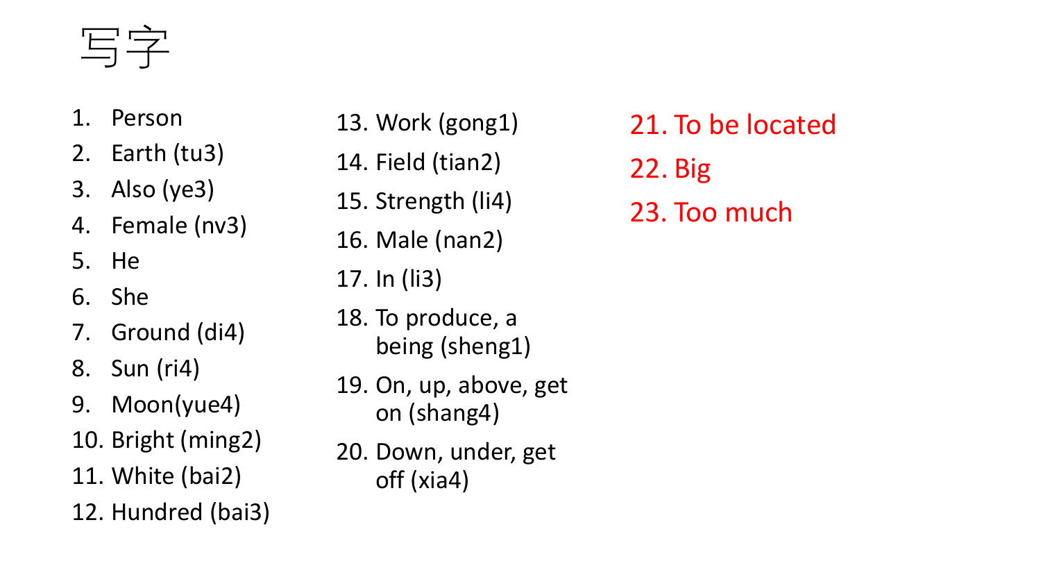# 写字

1. Person
2. Earth (tu3)
3. Also (ye3)
4. Female (nv3)
5. He
6. She
7. Ground (di4)
8. Sun (ri4)
9. Moon(yue4)
10. Bright (ming2)
11. White (bai2)
12. Hundred (bai3)
13. Work (gong1)
14. Field (tian2)
15. Strength (li4)
16. Male (nan2)
17. In (li3)
18. To produce, a being (sheng1)
19. On, up, above, get on (shang4)
20. Down, under, get off (xia4)
21. To be located
22. Big
23. Too much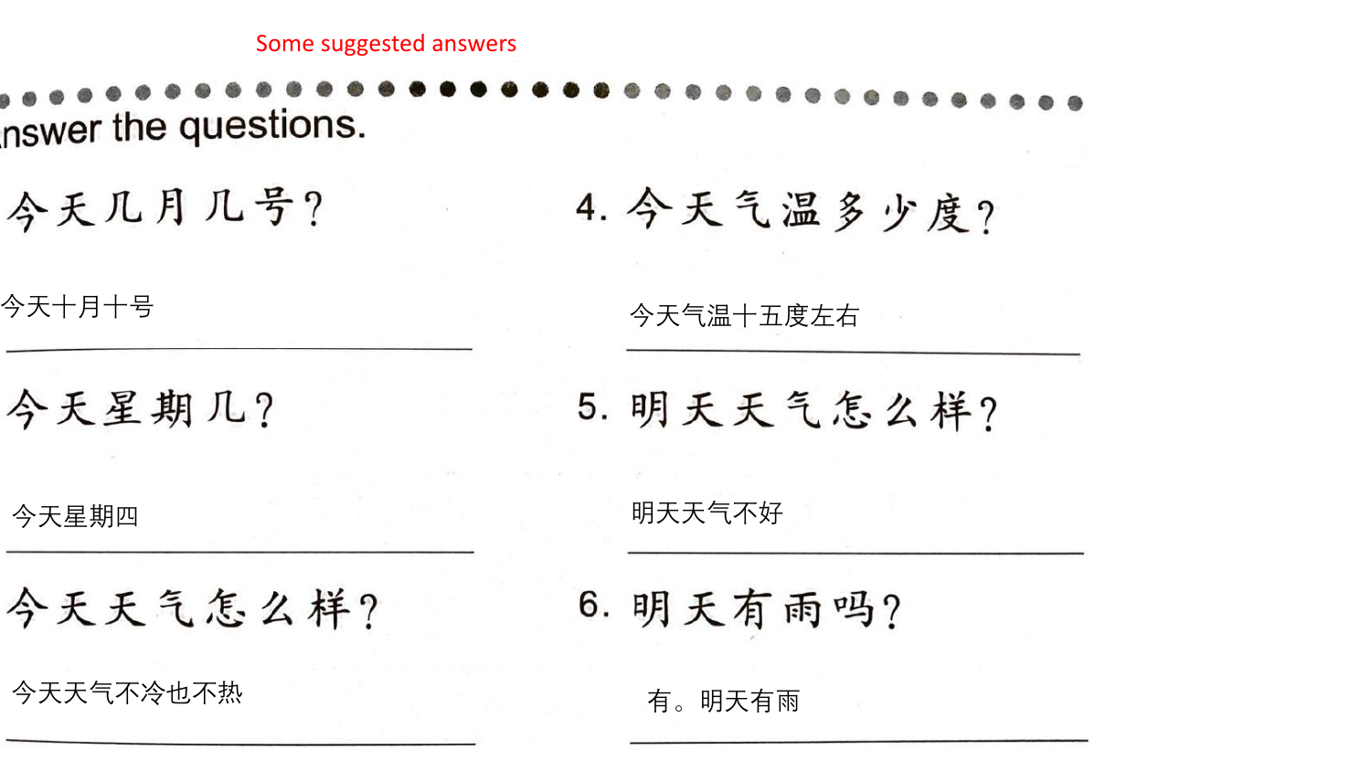Some suggested answers

## Answer the questions.

1. 今天几月几号？

今天十月十号

2. 今天星期几？

今天星期四

3. 今天天气怎么样？

今天天气不冷也不热

4. 今天气温多少度？

今天气温十五度左右

5. 明天天气怎么样？

明天天气不好

6. 明天有雨吗？

有。明天有雨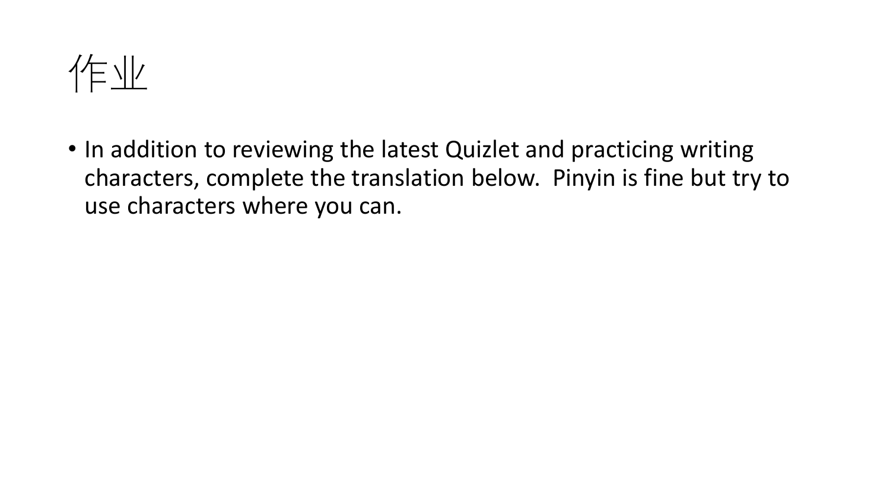# 作业

- In addition to reviewing the latest Quizlet and practicing writing characters, complete the translation below. Pinyin is fine but try to use characters where you can.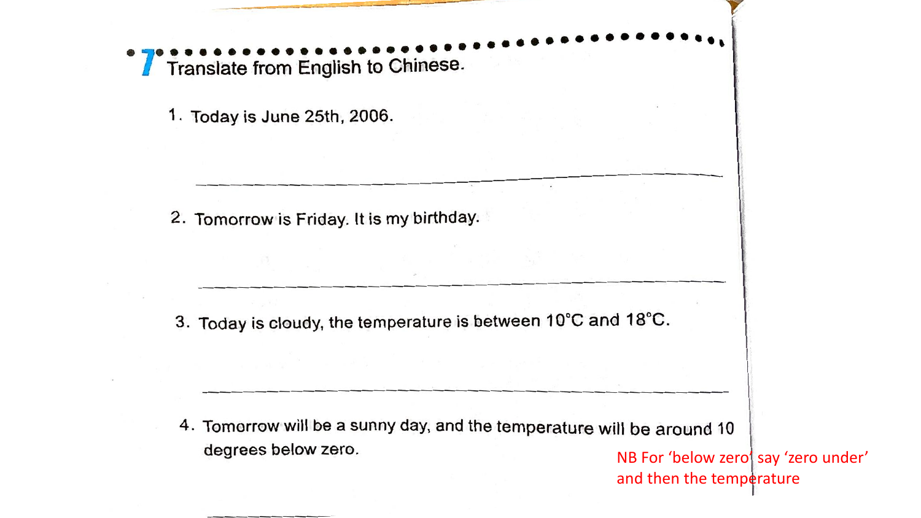## 7 Translate from English to Chinese.

1. Today is June 25th, 2006.

______________________________________________

2. Tomorrow is Friday. It is my birthday.

______________________________________________

3. Today is cloudy, the temperature is between 10°C and 18°C.

______________________________________________

4. Tomorrow will be a sunny day, and the temperature will be around 10 degrees below zero.

______________________________________________

NB For 'below zero' say 'zero under' and then the temperature